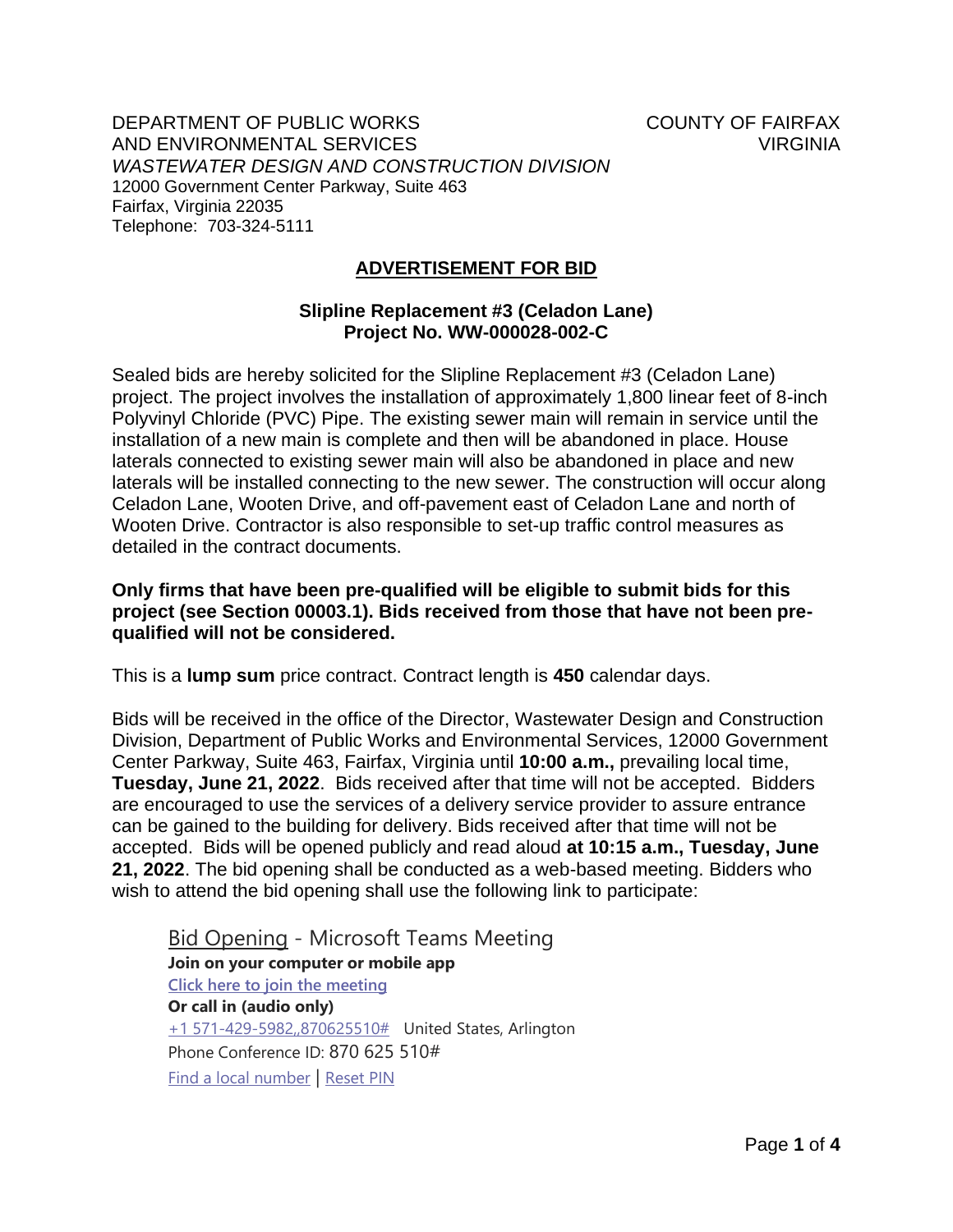DEPARTMENT OF PUBLIC WORKS AND ENVIRONMENTAL SERVICES
*WASTEWATER DESIGN AND CONSTRUCTION DIVISION*
12000 Government Center Parkway, Suite 463
Fairfax, Virginia 22035
Telephone: 703-324-5111

COUNTY OF FAIRFAX
VIRGINIA

## ADVERTISEMENT FOR BID

### Slipline Replacement #3 (Celadon Lane)
### Project No. WW-000028-002-C

Sealed bids are hereby solicited for the Slipline Replacement #3 (Celadon Lane) project. The project involves the installation of approximately 1,800 linear feet of 8-inch Polyvinyl Chloride (PVC) Pipe. The existing sewer main will remain in service until the installation of a new main is complete and then will be abandoned in place. House laterals connected to existing sewer main will also be abandoned in place and new laterals will be installed connecting to the new sewer. The construction will occur along Celadon Lane, Wooten Drive, and off-pavement east of Celadon Lane and north of Wooten Drive. Contractor is also responsible to set-up traffic control measures as detailed in the contract documents.

**Only firms that have been pre-qualified will be eligible to submit bids for this project (see Section 00003.1). Bids received from those that have not been pre-qualified will not be considered.**

This is a **lump sum** price contract. Contract length is **450** calendar days.

Bids will be received in the office of the Director, Wastewater Design and Construction Division, Department of Public Works and Environmental Services, 12000 Government Center Parkway, Suite 463, Fairfax, Virginia until **10:00 a.m.,** prevailing local time, **Tuesday, June 21, 2022**. Bids received after that time will not be accepted. Bidders are encouraged to use the services of a delivery service provider to assure entrance can be gained to the building for delivery. Bids received after that time will not be accepted. Bids will be opened publicly and read aloud **at 10:15 a.m., Tuesday, June 21, 2022**. The bid opening shall be conducted as a web-based meeting. Bidders who wish to attend the bid opening shall use the following link to participate:

Bid Opening - Microsoft Teams Meeting
**Join on your computer or mobile app**
Click here to join the meeting
**Or call in (audio only)**
+1 571-429-5982,,870625510# United States, Arlington
Phone Conference ID: 870 625 510#
Find a local number | Reset PIN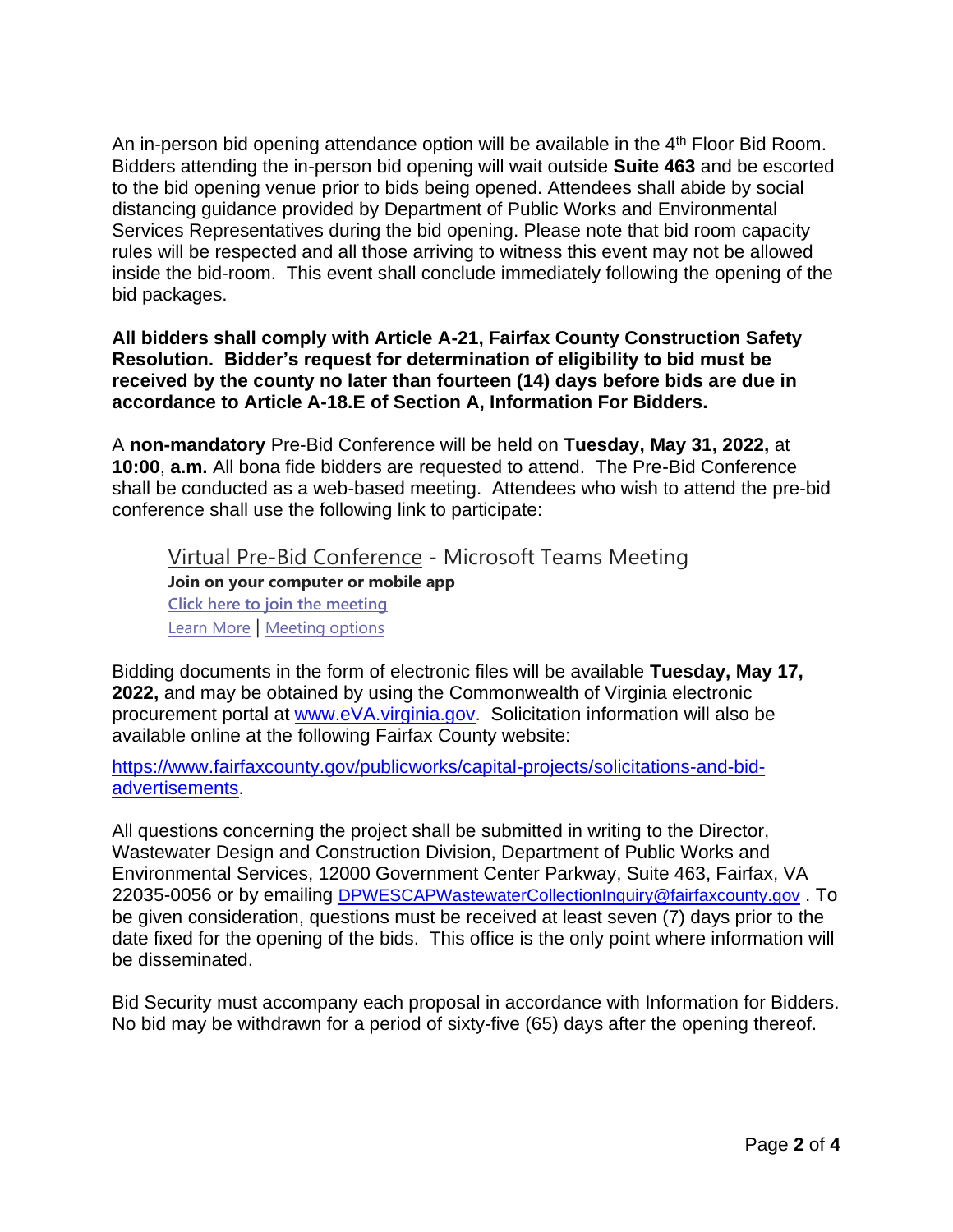An in-person bid opening attendance option will be available in the 4th Floor Bid Room. Bidders attending the in-person bid opening will wait outside **Suite 463** and be escorted to the bid opening venue prior to bids being opened. Attendees shall abide by social distancing guidance provided by Department of Public Works and Environmental Services Representatives during the bid opening. Please note that bid room capacity rules will be respected and all those arriving to witness this event may not be allowed inside the bid-room. This event shall conclude immediately following the opening of the bid packages.

**All bidders shall comply with Article A-21, Fairfax County Construction Safety Resolution. Bidder's request for determination of eligibility to bid must be received by the county no later than fourteen (14) days before bids are due in accordance to Article A-18.E of Section A, Information For Bidders.**

A **non-mandatory** Pre-Bid Conference will be held on **Tuesday, May 31, 2022,** at **10:00**, **a.m.** All bona fide bidders are requested to attend. The Pre-Bid Conference shall be conducted as a web-based meeting. Attendees who wish to attend the pre-bid conference shall use the following link to participate:

> Virtual Pre-Bid Conference - Microsoft Teams Meeting
> **Join on your computer or mobile app**
> Click here to join the meeting
> Learn More | Meeting options

Bidding documents in the form of electronic files will be available **Tuesday, May 17, 2022,** and may be obtained by using the Commonwealth of Virginia electronic procurement portal at www.eVA.virginia.gov. Solicitation information will also be available online at the following Fairfax County website:

https://www.fairfaxcounty.gov/publicworks/capital-projects/solicitations-and-bid-advertisements.

All questions concerning the project shall be submitted in writing to the Director, Wastewater Design and Construction Division, Department of Public Works and Environmental Services, 12000 Government Center Parkway, Suite 463, Fairfax, VA 22035-0056 or by emailing DPWESCAPWastewaterCollectionInquiry@fairfaxcounty.gov . To be given consideration, questions must be received at least seven (7) days prior to the date fixed for the opening of the bids. This office is the only point where information will be disseminated.

Bid Security must accompany each proposal in accordance with Information for Bidders. No bid may be withdrawn for a period of sixty-five (65) days after the opening thereof.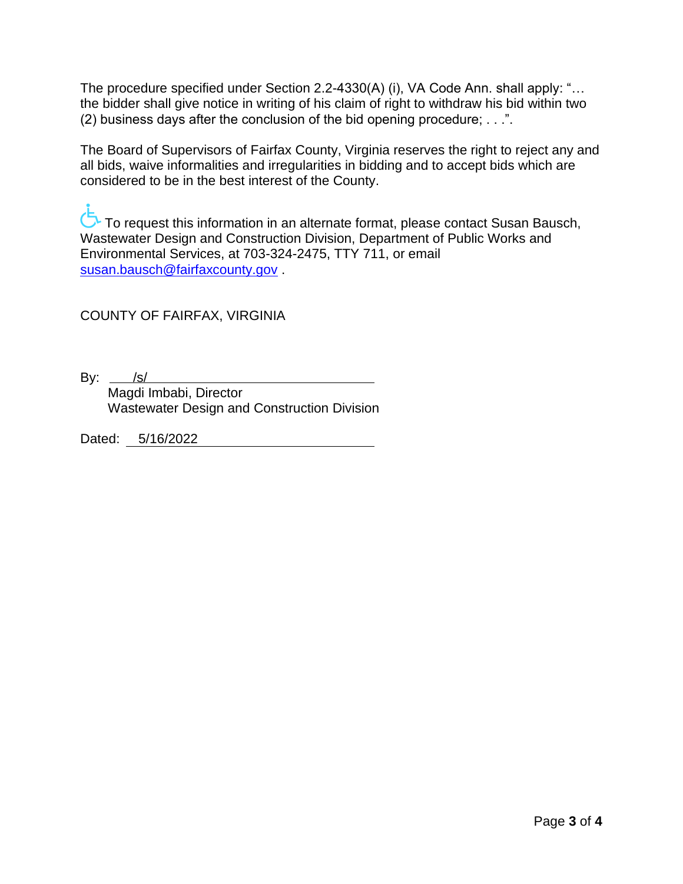The procedure specified under Section 2.2-4330(A) (i), VA Code Ann. shall apply: "… the bidder shall give notice in writing of his claim of right to withdraw his bid within two (2) business days after the conclusion of the bid opening procedure; . . .".

The Board of Supervisors of Fairfax County, Virginia reserves the right to reject any and all bids, waive informalities and irregularities in bidding and to accept bids which are considered to be in the best interest of the County.

To request this information in an alternate format, please contact Susan Bausch, Wastewater Design and Construction Division, Department of Public Works and Environmental Services, at 703-324-2475, TTY 711, or email [susan.bausch@fairfaxcounty.gov](mailto:susan.bausch@fairfaxcounty.gov) .

COUNTY OF FAIRFAX, VIRGINIA

By: /s/

Magdi Imbabi, Director
Wastewater Design and Construction Division

Dated: 5/16/2022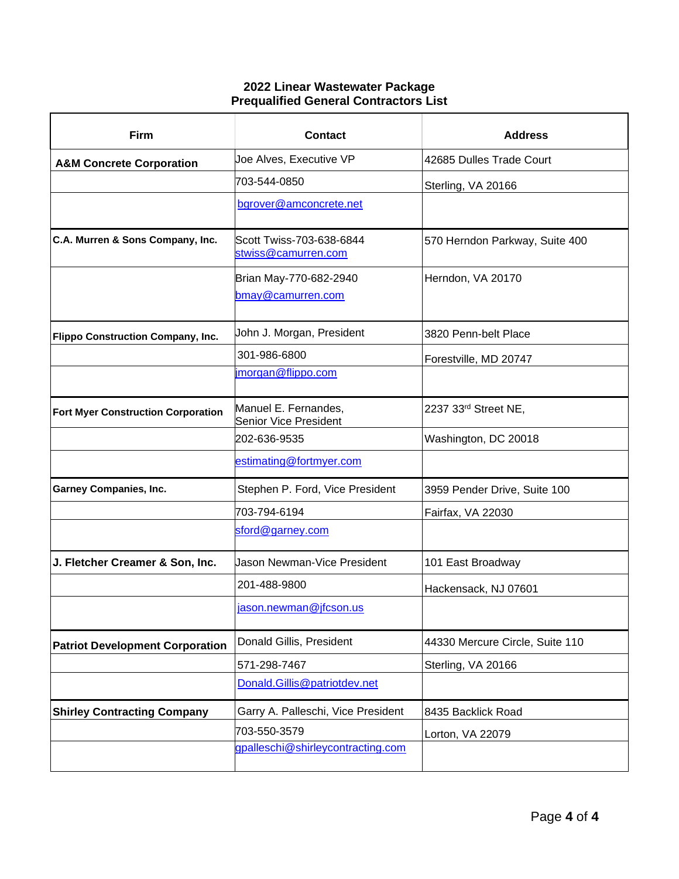**2022 Linear Wastewater Package**
**Prequalified General Contractors List**

| Firm | Contact | Address |
|---|---|---|
| **A&M Concrete Corporation** | Joe Alves, Executive VP | 42685 Dulles Trade Court |
| | 703-544-0850 | Sterling, VA 20166 |
| | bgrover@amconcrete.net | |
| **C.A. Murren & Sons Company, Inc.** | Scott Twiss-703-638-6844 stwiss@camurren.com | 570 Herndon Parkway, Suite 400 |
| | Brian May-770-682-2940 bmay@camurren.com | Herndon, VA 20170 |
| **Flippo Construction Company, Inc.** | John J. Morgan, President | 3820 Penn-belt Place |
| | 301-986-6800 | Forestville, MD 20747 |
| | jmorgan@flippo.com | |
| **Fort Myer Construction Corporation** | Manuel E. Fernandes, Senior Vice President | 2237 33rd Street NE, |
| | 202-636-9535 | Washington, DC 20018 |
| | estimating@fortmyer.com | |
| **Garney Companies, Inc.** | Stephen P. Ford, Vice President | 3959 Pender Drive, Suite 100 |
| | 703-794-6194 | Fairfax, VA 22030 |
| | sford@garney.com | |
| **J. Fletcher Creamer & Son, Inc.** | Jason Newman-Vice President | 101 East Broadway |
| | 201-488-9800 | Hackensack, NJ 07601 |
| | jason.newman@jfcson.us | |
| **Patriot Development Corporation** | Donald Gillis, President | 44330 Mercure Circle, Suite 110 |
| | 571-298-7467 | Sterling, VA 20166 |
| | Donald.Gillis@patriotdev.net | |
| **Shirley Contracting Company** | Garry A. Palleschi, Vice President | 8435 Backlick Road |
| | 703-550-3579 | Lorton, VA 22079 |
| | gpalleschi@shirleycontracting.com | |